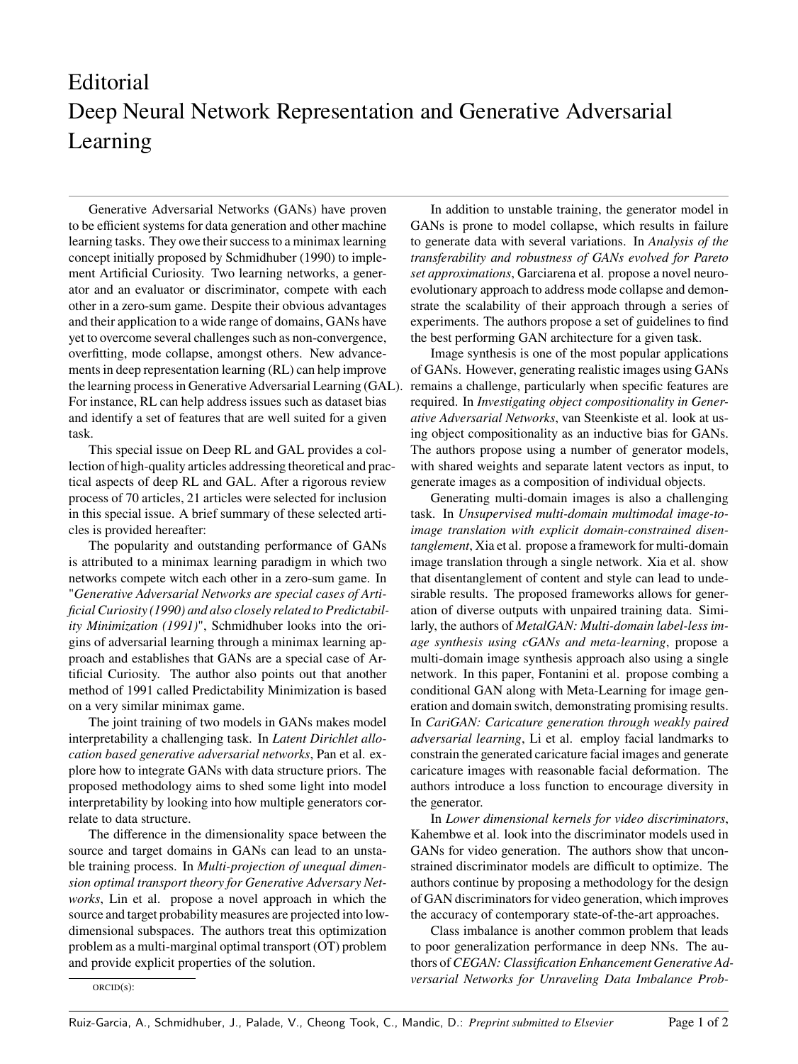# Editorial
# Deep Neural Network Representation and Generative Adversarial Learning

Generative Adversarial Networks (GANs) have proven to be efficient systems for data generation and other machine learning tasks. They owe their success to a minimax learning concept initially proposed by Schmidhuber (1990) to implement Artificial Curiosity. Two learning networks, a generator and an evaluator or discriminator, compete with each other in a zero-sum game. Despite their obvious advantages and their application to a wide range of domains, GANs have yet to overcome several challenges such as non-convergence, overfitting, mode collapse, amongst others. New advancements in deep representation learning (RL) can help improve the learning process in Generative Adversarial Learning (GAL). For instance, RL can help address issues such as dataset bias and identify a set of features that are well suited for a given task.

This special issue on Deep RL and GAL provides a collection of high-quality articles addressing theoretical and practical aspects of deep RL and GAL. After a rigorous review process of 70 articles, 21 articles were selected for inclusion in this special issue. A brief summary of these selected articles is provided hereafter:

The popularity and outstanding performance of GANs is attributed to a minimax learning paradigm in which two networks compete witch each other in a zero-sum game. In "*Generative Adversarial Networks are special cases of Artificial Curiosity (1990) and also closely related to Predictability Minimization (1991)*", Schmidhuber looks into the origins of adversarial learning through a minimax learning approach and establishes that GANs are a special case of Artificial Curiosity. The author also points out that another method of 1991 called Predictability Minimization is based on a very similar minimax game.

The joint training of two models in GANs makes model interpretability a challenging task. In *Latent Dirichlet allocation based generative adversarial networks*, Pan et al. explore how to integrate GANs with data structure priors. The proposed methodology aims to shed some light into model interpretability by looking into how multiple generators correlate to data structure.

The difference in the dimensionality space between the source and target domains in GANs can lead to an unstable training process. In *Multi-projection of unequal dimension optimal transport theory for Generative Adversary Networks*, Lin et al. propose a novel approach in which the source and target probability measures are projected into low-dimensional subspaces. The authors treat this optimization problem as a multi-marginal optimal transport (OT) problem and provide explicit properties of the solution.

In addition to unstable training, the generator model in GANs is prone to model collapse, which results in failure to generate data with several variations. In *Analysis of the transferability and robustness of GANs evolved for Pareto set approximations*, Garciarena et al. propose a novel neuroevolutionary approach to address mode collapse and demonstrate the scalability of their approach through a series of experiments. The authors propose a set of guidelines to find the best performing GAN architecture for a given task.

Image synthesis is one of the most popular applications of GANs. However, generating realistic images using GANs remains a challenge, particularly when specific features are required. In *Investigating object compositionality in Generative Adversarial Networks*, van Steenkiste et al. look at using object compositionality as an inductive bias for GANs. The authors propose using a number of generator models, with shared weights and separate latent vectors as input, to generate images as a composition of individual objects.

Generating multi-domain images is also a challenging task. In *Unsupervised multi-domain multimodal image-to-image translation with explicit domain-constrained disentanglement*, Xia et al. propose a framework for multi-domain image translation through a single network. Xia et al. show that disentanglement of content and style can lead to undesirable results. The proposed frameworks allows for generation of diverse outputs with unpaired training data. Similarly, the authors of *MetalGAN: Multi-domain label-less image synthesis using cGANs and meta-learning*, propose a multi-domain image synthesis approach also using a single network. In this paper, Fontanini et al. propose combing a conditional GAN along with Meta-Learning for image generation and domain switch, demonstrating promising results. In *CariGAN: Caricature generation through weakly paired adversarial learning*, Li et al. employ facial landmarks to constrain the generated caricature facial images and generate caricature images with reasonable facial deformation. The authors introduce a loss function to encourage diversity in the generator.

In *Lower dimensional kernels for video discriminators*, Kahembwe et al. look into the discriminator models used in GANs for video generation. The authors show that unconstrained discriminator models are difficult to optimize. The authors continue by proposing a methodology for the design of GAN discriminators for video generation, which improves the accuracy of contemporary state-of-the-art approaches.

Class imbalance is another common problem that leads to poor generalization performance in deep NNs. The authors of *CEGAN: Classification Enhancement Generative Adversarial Networks for Unraveling Data Imbalance Prob-*

ORCID(s):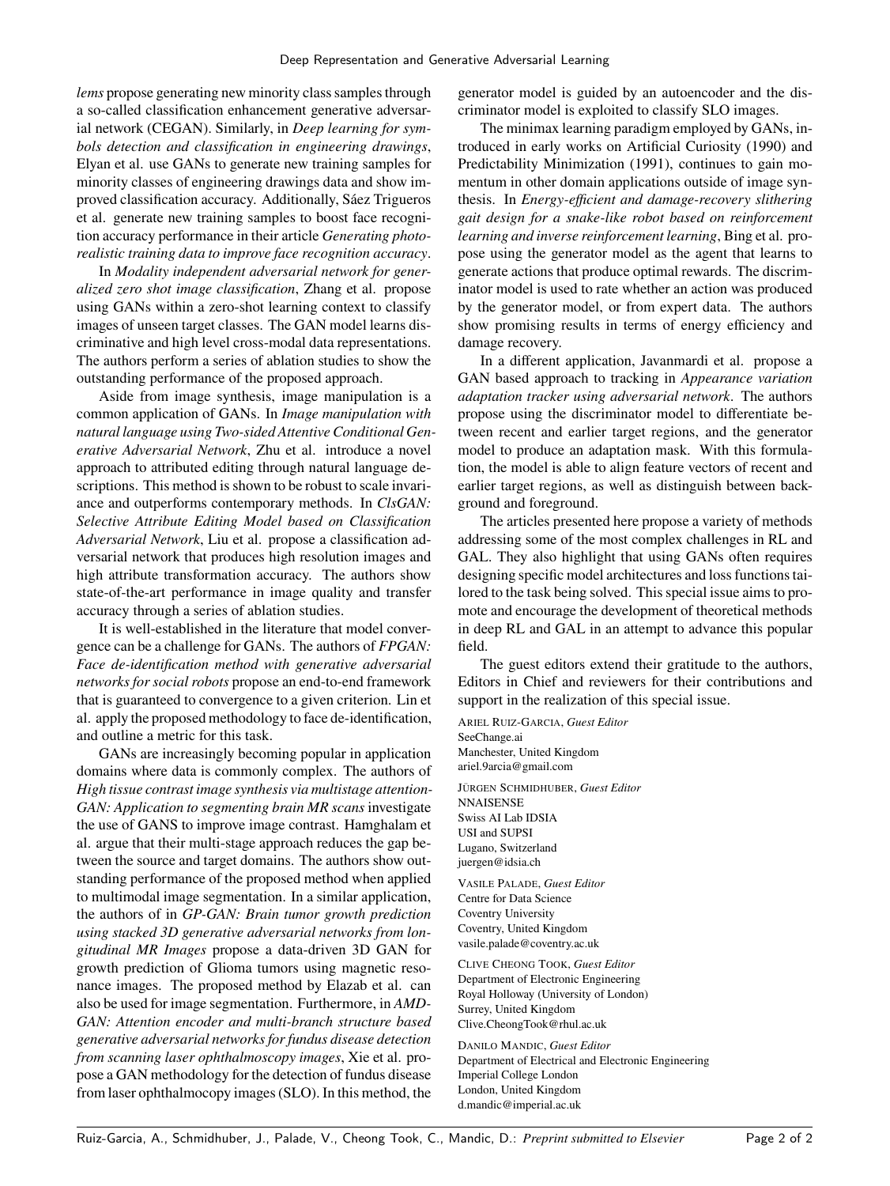*lems* propose generating new minority class samples through a so-called classification enhancement generative adversarial network (CEGAN). Similarly, in *Deep learning for symbols detection and classification in engineering drawings*, Elyan et al. use GANs to generate new training samples for minority classes of engineering drawings data and show improved classification accuracy. Additionally, Sáez Trigueros et al. generate new training samples to boost face recognition accuracy performance in their article *Generating photo-realistic training data to improve face recognition accuracy*.

In *Modality independent adversarial network for generalized zero shot image classification*, Zhang et al. propose using GANs within a zero-shot learning context to classify images of unseen target classes. The GAN model learns discriminative and high level cross-modal data representations. The authors perform a series of ablation studies to show the outstanding performance of the proposed approach.

Aside from image synthesis, image manipulation is a common application of GANs. In *Image manipulation with natural language using Two-sided Attentive Conditional Generative Adversarial Network*, Zhu et al. introduce a novel approach to attributed editing through natural language descriptions. This method is shown to be robust to scale invariance and outperforms contemporary methods. In *ClsGAN: Selective Attribute Editing Model based on Classification Adversarial Network*, Liu et al. propose a classification adversarial network that produces high resolution images and high attribute transformation accuracy. The authors show state-of-the-art performance in image quality and transfer accuracy through a series of ablation studies.

It is well-established in the literature that model convergence can be a challenge for GANs. The authors of *FPGAN: Face de-identification method with generative adversarial networks for social robots* propose an end-to-end framework that is guaranteed to convergence to a given criterion. Lin et al. apply the proposed methodology to face de-identification, and outline a metric for this task.

GANs are increasingly becoming popular in application domains where data is commonly complex. The authors of *High tissue contrast image synthesis via multistage attention-GAN: Application to segmenting brain MR scans* investigate the use of GANS to improve image contrast. Hamghalam et al. argue that their multi-stage approach reduces the gap between the source and target domains. The authors show outstanding performance of the proposed method when applied to multimodal image segmentation. In a similar application, the authors of in *GP-GAN: Brain tumor growth prediction using stacked 3D generative adversarial networks from longitudinal MR Images* propose a data-driven 3D GAN for growth prediction of Glioma tumors using magnetic resonance images. The proposed method by Elazab et al. can also be used for image segmentation. Furthermore, in *AMD-GAN: Attention encoder and multi-branch structure based generative adversarial networks for fundus disease detection from scanning laser ophthalmoscopy images*, Xie et al. propose a GAN methodology for the detection of fundus disease from laser ophthalmocopy images (SLO). In this method, the generator model is guided by an autoencoder and the discriminator model is exploited to classify SLO images.

The minimax learning paradigm employed by GANs, introduced in early works on Artificial Curiosity (1990) and Predictability Minimization (1991), continues to gain momentum in other domain applications outside of image synthesis. In *Energy-efficient and damage-recovery slithering gait design for a snake-like robot based on reinforcement learning and inverse reinforcement learning*, Bing et al. propose using the generator model as the agent that learns to generate actions that produce optimal rewards. The discriminator model is used to rate whether an action was produced by the generator model, or from expert data. The authors show promising results in terms of energy efficiency and damage recovery.

In a different application, Javanmardi et al. propose a GAN based approach to tracking in *Appearance variation adaptation tracker using adversarial network*. The authors propose using the discriminator model to differentiate between recent and earlier target regions, and the generator model to produce an adaptation mask. With this formulation, the model is able to align feature vectors of recent and earlier target regions, as well as distinguish between background and foreground.

The articles presented here propose a variety of methods addressing some of the most complex challenges in RL and GAL. They also highlight that using GANs often requires designing specific model architectures and loss functions tailored to the task being solved. This special issue aims to promote and encourage the development of theoretical methods in deep RL and GAL in an attempt to advance this popular field.

The guest editors extend their gratitude to the authors, Editors in Chief and reviewers for their contributions and support in the realization of this special issue.

ARIEL RUIZ-GARCIA, *Guest Editor*
SeeChange.ai
Manchester, United Kingdom
ariel.9arcia@gmail.com

JÜRGEN SCHMIDHUBER, *Guest Editor*
NNAISENSE
Swiss AI Lab IDSIA
USI and SUPSI
Lugano, Switzerland
juergen@idsia.ch

VASILE PALADE, *Guest Editor*
Centre for Data Science
Coventry University
Coventry, United Kingdom
vasile.palade@coventry.ac.uk

CLIVE CHEONG TOOK, *Guest Editor*
Department of Electronic Engineering
Royal Holloway (University of London)
Surrey, United Kingdom
Clive.CheongTook@rhul.ac.uk

DANILO MANDIC, *Guest Editor*
Department of Electrical and Electronic Engineering
Imperial College London
London, United Kingdom
d.mandic@imperial.ac.uk